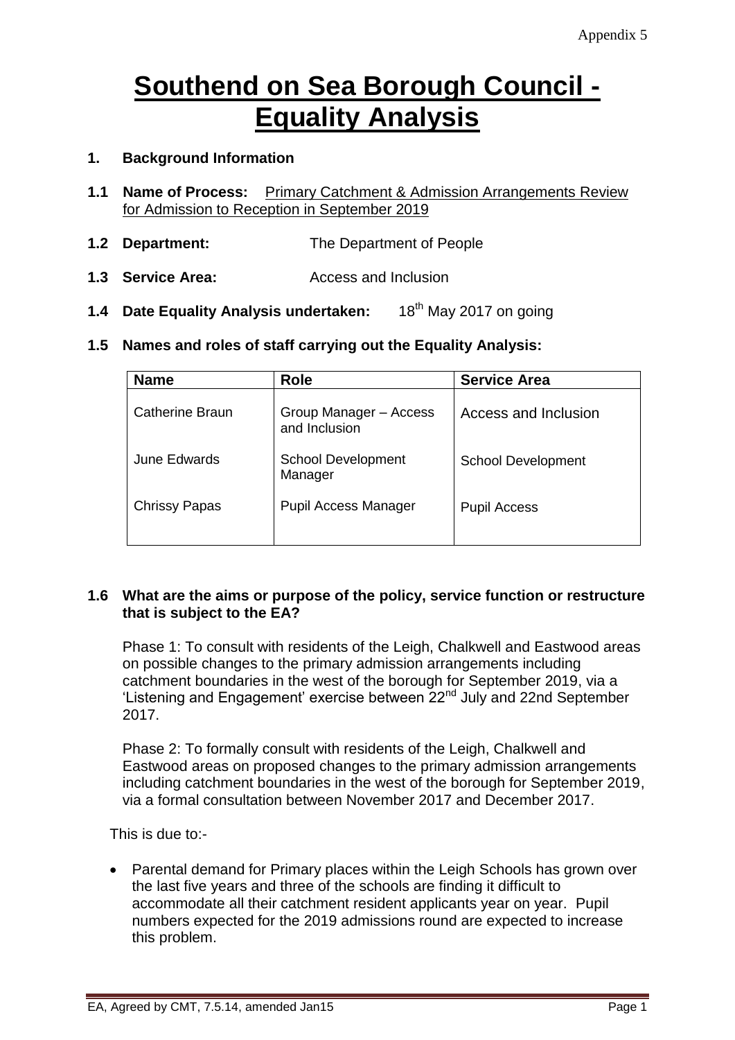Appendix 5

# Southend on Sea Borough Council - Equality Analysis

**1. Background Information**

**1.1 Name of Process:** Primary Catchment & Admission Arrangements Review for Admission to Reception in September 2019

**1.2 Department:** The Department of People

**1.3 Service Area:** Access and Inclusion

**1.4 Date Equality Analysis undertaken:** 18th May 2017 on going

**1.5 Names and roles of staff carrying out the Equality Analysis:**

| Name | Role | Service Area |
|---|---|---|
| Catherine Braun | Group Manager – Access and Inclusion | Access and Inclusion |
| June Edwards | School Development Manager | School Development |
| Chrissy Papas | Pupil Access Manager | Pupil Access |

**1.6 What are the aims or purpose of the policy, service function or restructure that is subject to the EA?**

Phase 1: To consult with residents of the Leigh, Chalkwell and Eastwood areas on possible changes to the primary admission arrangements including catchment boundaries in the west of the borough for September 2019, via a 'Listening and Engagement' exercise between 22nd July and 22nd September 2017.

Phase 2: To formally consult with residents of the Leigh, Chalkwell and Eastwood areas on proposed changes to the primary admission arrangements including catchment boundaries in the west of the borough for September 2019, via a formal consultation between November 2017 and December 2017.

This is due to:-

- Parental demand for Primary places within the Leigh Schools has grown over the last five years and three of the schools are finding it difficult to accommodate all their catchment resident applicants year on year. Pupil numbers expected for the 2019 admissions round are expected to increase this problem.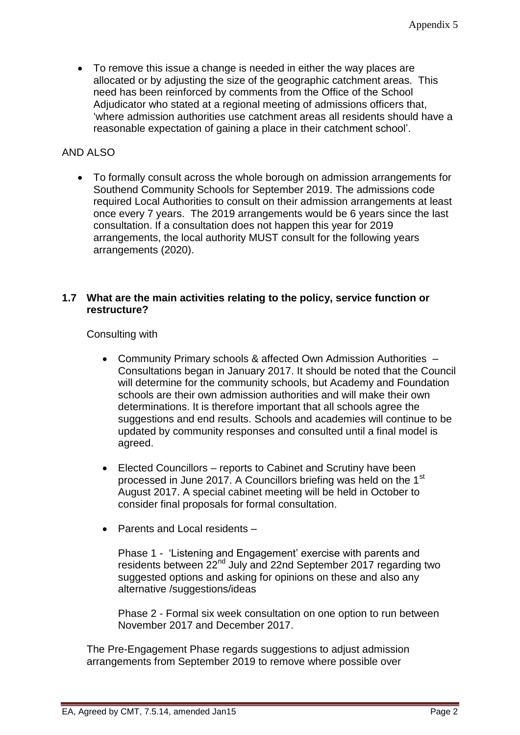- To remove this issue a change is needed in either the way places are allocated or by adjusting the size of the geographic catchment areas. This need has been reinforced by comments from the Office of the School Adjudicator who stated at a regional meeting of admissions officers that, 'where admission authorities use catchment areas all residents should have a reasonable expectation of gaining a place in their catchment school'.

AND ALSO

- To formally consult across the whole borough on admission arrangements for Southend Community Schools for September 2019. The admissions code required Local Authorities to consult on their admission arrangements at least once every 7 years. The 2019 arrangements would be 6 years since the last consultation. If a consultation does not happen this year for 2019 arrangements, the local authority MUST consult for the following years arrangements (2020).

**1.7 What are the main activities relating to the policy, service function or restructure?**

Consulting with

- Community Primary schools & affected Own Admission Authorities – Consultations began in January 2017. It should be noted that the Council will determine for the community schools, but Academy and Foundation schools are their own admission authorities and will make their own determinations. It is therefore important that all schools agree the suggestions and end results. Schools and academies will continue to be updated by community responses and consulted until a final model is agreed.

- Elected Councillors – reports to Cabinet and Scrutiny have been processed in June 2017. A Councillors briefing was held on the 1st August 2017. A special cabinet meeting will be held in October to consider final proposals for formal consultation.

- Parents and Local residents –

  Phase 1 - 'Listening and Engagement' exercise with parents and residents between 22nd July and 22nd September 2017 regarding two suggested options and asking for opinions on these and also any alternative /suggestions/ideas

  Phase 2 - Formal six week consultation on one option to run between November 2017 and December 2017.

The Pre-Engagement Phase regards suggestions to adjust admission arrangements from September 2019 to remove where possible over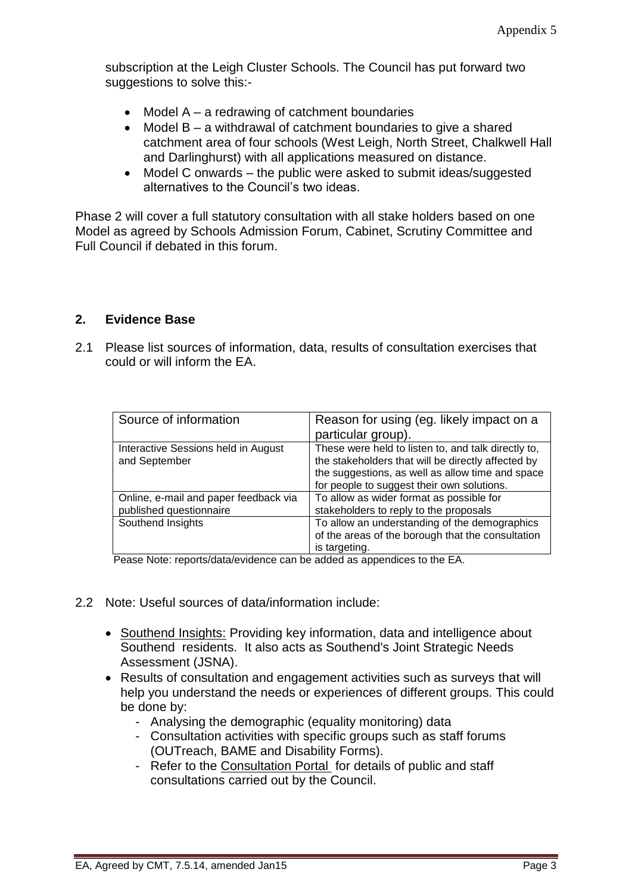subscription at the Leigh Cluster Schools. The Council has put forward two suggestions to solve this:-

- Model A – a redrawing of catchment boundaries
- Model B – a withdrawal of catchment boundaries to give a shared catchment area of four schools (West Leigh, North Street, Chalkwell Hall and Darlinghurst) with all applications measured on distance.
- Model C onwards – the public were asked to submit ideas/suggested alternatives to the Council's two ideas.

Phase 2 will cover a full statutory consultation with all stake holders based on one Model as agreed by Schools Admission Forum, Cabinet, Scrutiny Committee and Full Council if debated in this forum.

## 2. Evidence Base

2.1 Please list sources of information, data, results of consultation exercises that could or will inform the EA.

| Source of information | Reason for using (eg. likely impact on a particular group). |
|---|---|
| Interactive Sessions held in August and September | These were held to listen to, and talk directly to, the stakeholders that will be directly affected by the suggestions, as well as allow time and space for people to suggest their own solutions. |
| Online, e-mail and paper feedback via published questionnaire | To allow as wider format as possible for stakeholders to reply to the proposals |
| Southend Insights | To allow an understanding of the demographics of the areas of the borough that the consultation is targeting. |

Pease Note: reports/data/evidence can be added as appendices to the EA.

2.2 Note: Useful sources of data/information include:

- Southend Insights: Providing key information, data and intelligence about Southend residents. It also acts as Southend's Joint Strategic Needs Assessment (JSNA).
- Results of consultation and engagement activities such as surveys that will help you understand the needs or experiences of different groups. This could be done by:
  - Analysing the demographic (equality monitoring) data
  - Consultation activities with specific groups such as staff forums (OUTreach, BAME and Disability Forms).
  - Refer to the Consultation Portal for details of public and staff consultations carried out by the Council.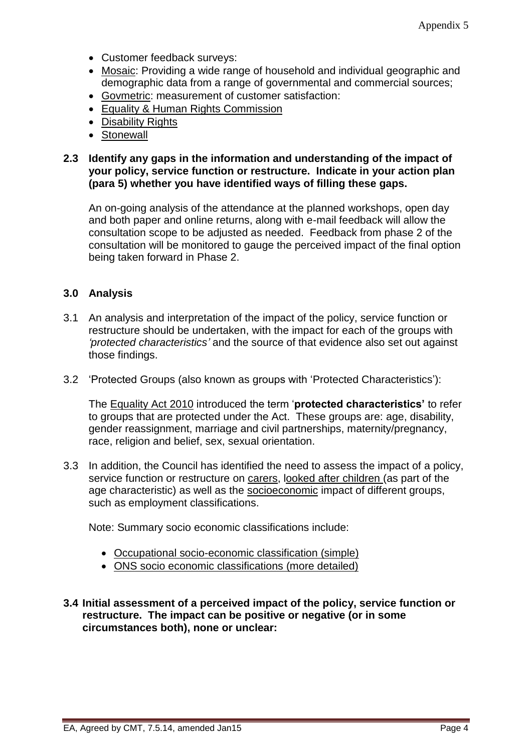- Customer feedback surveys:
- Mosaic: Providing a wide range of household and individual geographic and demographic data from a range of governmental and commercial sources;
- Govmetric: measurement of customer satisfaction:
- Equality & Human Rights Commission
- Disability Rights
- Stonewall

**2.3 Identify any gaps in the information and understanding of the impact of your policy, service function or restructure. Indicate in your action plan (para 5) whether you have identified ways of filling these gaps.**

An on-going analysis of the attendance at the planned workshops, open day and both paper and online returns, along with e-mail feedback will allow the consultation scope to be adjusted as needed. Feedback from phase 2 of the consultation will be monitored to gauge the perceived impact of the final option being taken forward in Phase 2.

## 3.0 Analysis

3.1 An analysis and interpretation of the impact of the policy, service function or restructure should be undertaken, with the impact for each of the groups with *'protected characteristics'* and the source of that evidence also set out against those findings.

3.2 'Protected Groups (also known as groups with 'Protected Characteristics'):

The Equality Act 2010 introduced the term '**protected characteristics'** to refer to groups that are protected under the Act. These groups are: age, disability, gender reassignment, marriage and civil partnerships, maternity/pregnancy, race, religion and belief, sex, sexual orientation.

3.3 In addition, the Council has identified the need to assess the impact of a policy, service function or restructure on carers, looked after children (as part of the age characteristic) as well as the socioeconomic impact of different groups, such as employment classifications.

Note: Summary socio economic classifications include:

- Occupational socio-economic classification (simple)
- ONS socio economic classifications (more detailed)

**3.4 Initial assessment of a perceived impact of the policy, service function or restructure. The impact can be positive or negative (or in some circumstances both), none or unclear:**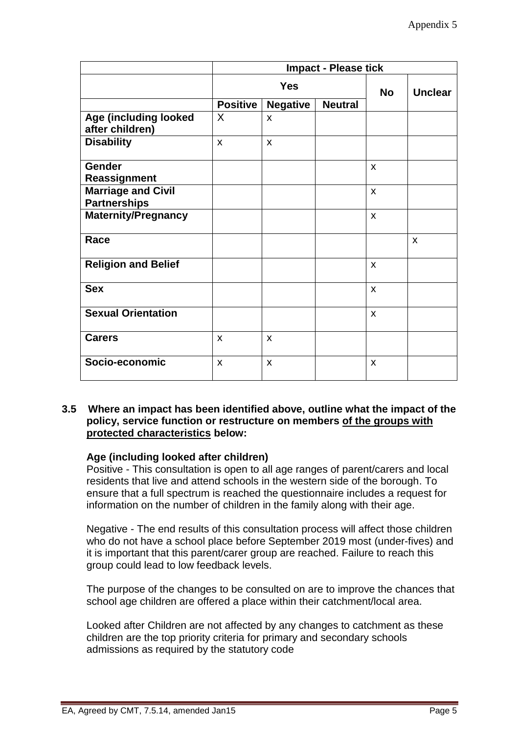| | Impact - Please tick | | | | |
|---|---|---|---|---|---|
| | Yes | | | No | Unclear |
| | Positive | Negative | Neutral | | |
| **Age (including looked after children)** | X | x | | | |
| **Disability** | x | x | | | |
| **Gender Reassignment** | | | | x | |
| **Marriage and Civil Partnerships** | | | | x | |
| **Maternity/Pregnancy** | | | | x | |
| **Race** | | | | | x |
| **Religion and Belief** | | | | x | |
| **Sex** | | | | x | |
| **Sexual Orientation** | | | | x | |
| **Carers** | x | x | | | |
| **Socio-economic** | x | x | | x | |

**3.5 Where an impact has been identified above, outline what the impact of the policy, service function or restructure on members <u>of the groups with protected characteristics</u> below:**

**Age (including looked after children)**

Positive - This consultation is open to all age ranges of parent/carers and local residents that live and attend schools in the western side of the borough. To ensure that a full spectrum is reached the questionnaire includes a request for information on the number of children in the family along with their age.

Negative - The end results of this consultation process will affect those children who do not have a school place before September 2019 most (under-fives) and it is important that this parent/carer group are reached. Failure to reach this group could lead to low feedback levels.

The purpose of the changes to be consulted on are to improve the chances that school age children are offered a place within their catchment/local area.

Looked after Children are not affected by any changes to catchment as these children are the top priority criteria for primary and secondary schools admissions as required by the statutory code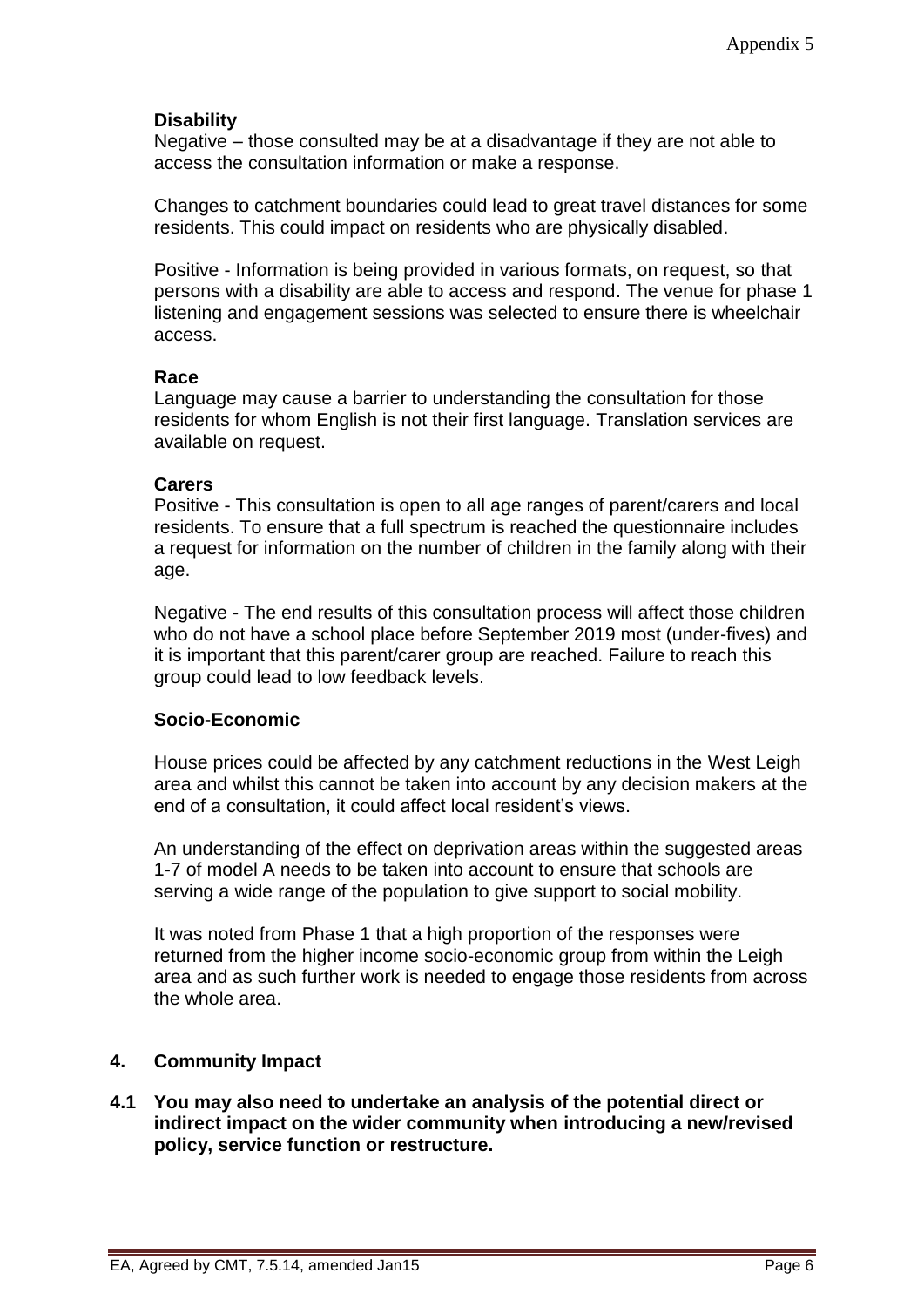**Disability**

Negative – those consulted may be at a disadvantage if they are not able to access the consultation information or make a response.

Changes to catchment boundaries could lead to great travel distances for some residents. This could impact on residents who are physically disabled.

Positive - Information is being provided in various formats, on request, so that persons with a disability are able to access and respond. The venue for phase 1 listening and engagement sessions was selected to ensure there is wheelchair access.

**Race**

Language may cause a barrier to understanding the consultation for those residents for whom English is not their first language. Translation services are available on request.

**Carers**

Positive - This consultation is open to all age ranges of parent/carers and local residents. To ensure that a full spectrum is reached the questionnaire includes a request for information on the number of children in the family along with their age.

Negative - The end results of this consultation process will affect those children who do not have a school place before September 2019 most (under-fives) and it is important that this parent/carer group are reached. Failure to reach this group could lead to low feedback levels.

**Socio-Economic**

House prices could be affected by any catchment reductions in the West Leigh area and whilst this cannot be taken into account by any decision makers at the end of a consultation, it could affect local resident's views.

An understanding of the effect on deprivation areas within the suggested areas 1-7 of model A needs to be taken into account to ensure that schools are serving a wide range of the population to give support to social mobility.

It was noted from Phase 1 that a high proportion of the responses were returned from the higher income socio-economic group from within the Leigh area and as such further work is needed to engage those residents from across the whole area.

## 4. Community Impact

**4.1 You may also need to undertake an analysis of the potential direct or indirect impact on the wider community when introducing a new/revised policy, service function or restructure.**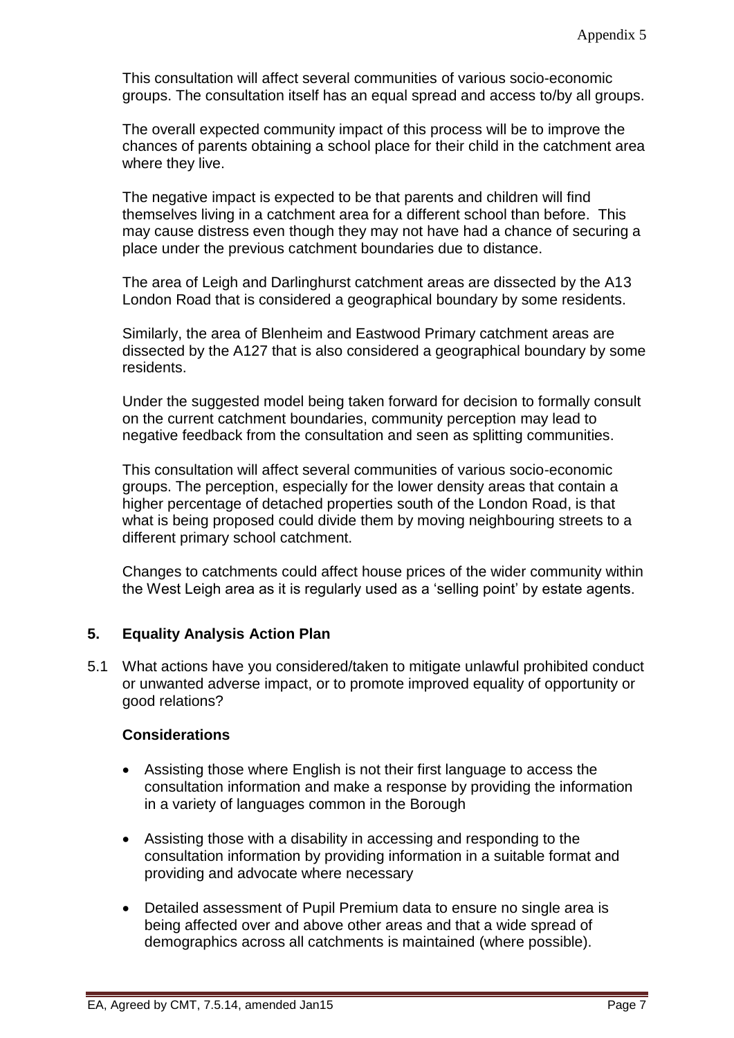This consultation will affect several communities of various socio-economic groups. The consultation itself has an equal spread and access to/by all groups.

The overall expected community impact of this process will be to improve the chances of parents obtaining a school place for their child in the catchment area where they live.

The negative impact is expected to be that parents and children will find themselves living in a catchment area for a different school than before. This may cause distress even though they may not have had a chance of securing a place under the previous catchment boundaries due to distance.

The area of Leigh and Darlinghurst catchment areas are dissected by the A13 London Road that is considered a geographical boundary by some residents.

Similarly, the area of Blenheim and Eastwood Primary catchment areas are dissected by the A127 that is also considered a geographical boundary by some residents.

Under the suggested model being taken forward for decision to formally consult on the current catchment boundaries, community perception may lead to negative feedback from the consultation and seen as splitting communities.

This consultation will affect several communities of various socio-economic groups. The perception, especially for the lower density areas that contain a higher percentage of detached properties south of the London Road, is that what is being proposed could divide them by moving neighbouring streets to a different primary school catchment.

Changes to catchments could affect house prices of the wider community within the West Leigh area as it is regularly used as a 'selling point' by estate agents.

## 5. Equality Analysis Action Plan

5.1 What actions have you considered/taken to mitigate unlawful prohibited conduct or unwanted adverse impact, or to promote improved equality of opportunity or good relations?

**Considerations**

- Assisting those where English is not their first language to access the consultation information and make a response by providing the information in a variety of languages common in the Borough
- Assisting those with a disability in accessing and responding to the consultation information by providing information in a suitable format and providing and advocate where necessary
- Detailed assessment of Pupil Premium data to ensure no single area is being affected over and above other areas and that a wide spread of demographics across all catchments is maintained (where possible).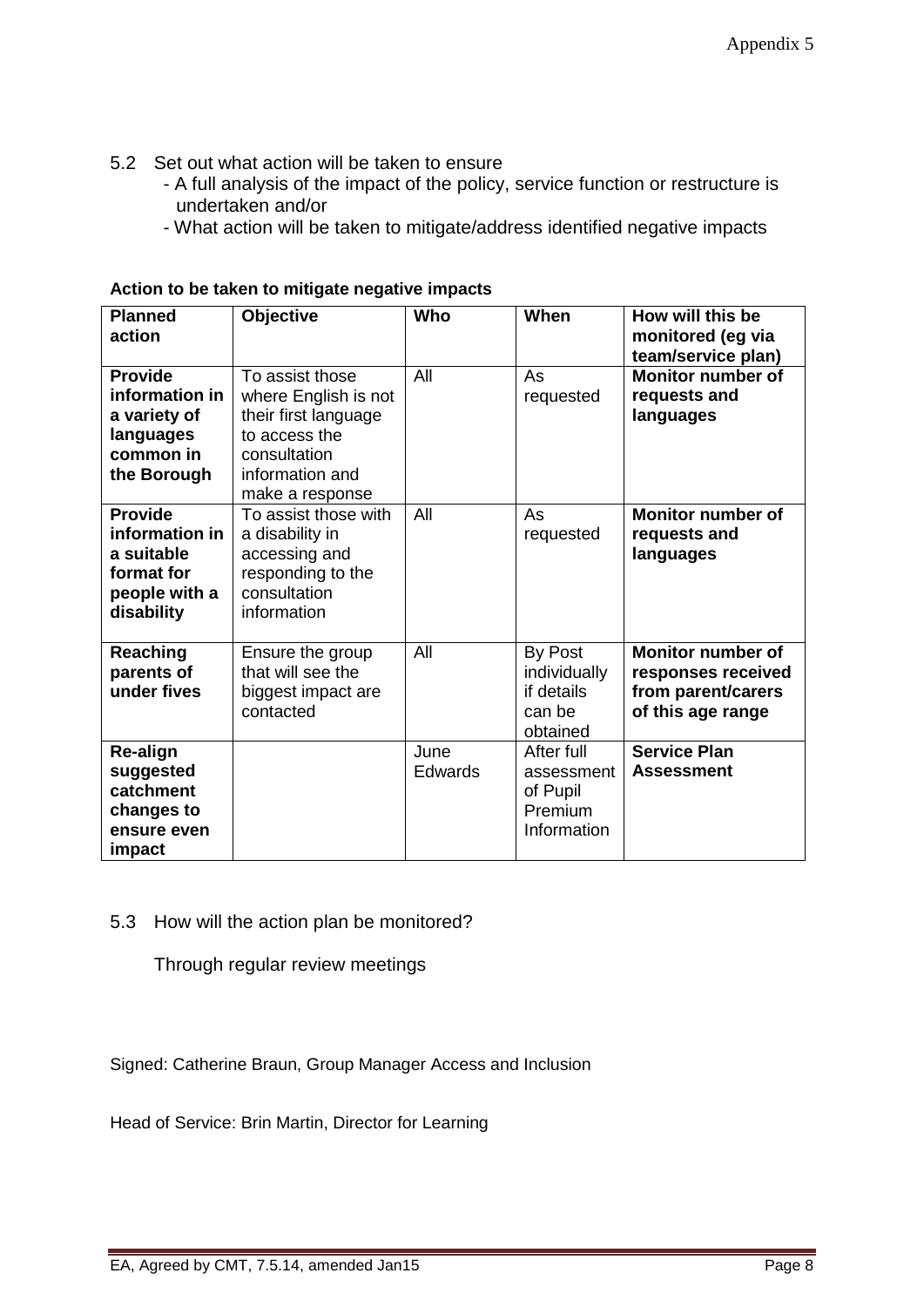5.2 Set out what action will be taken to ensure
- A full analysis of the impact of the policy, service function or restructure is undertaken and/or
- What action will be taken to mitigate/address identified negative impacts

**Action to be taken to mitigate negative impacts**

| Planned action | Objective | Who | When | How will this be monitored (eg via team/service plan) |
|---|---|---|---|---|
| **Provide information in a variety of languages common in the Borough** | To assist those where English is not their first language to access the consultation information and make a response | All | As requested | **Monitor number of requests and languages** |
| **Provide information in a suitable format for people with a disability** | To assist those with a disability in accessing and responding to the consultation information | All | As requested | **Monitor number of requests and languages** |
| **Reaching parents of under fives** | Ensure the group that will see the biggest impact are contacted | All | By Post individually if details can be obtained | **Monitor number of responses received from parent/carers of this age range** |
| **Re-align suggested catchment changes to ensure even impact** | | June Edwards | After full assessment of Pupil Premium Information | **Service Plan Assessment** |

5.3 How will the action plan be monitored?

Through regular review meetings

Signed: Catherine Braun, Group Manager Access and Inclusion

Head of Service: Brin Martin, Director for Learning